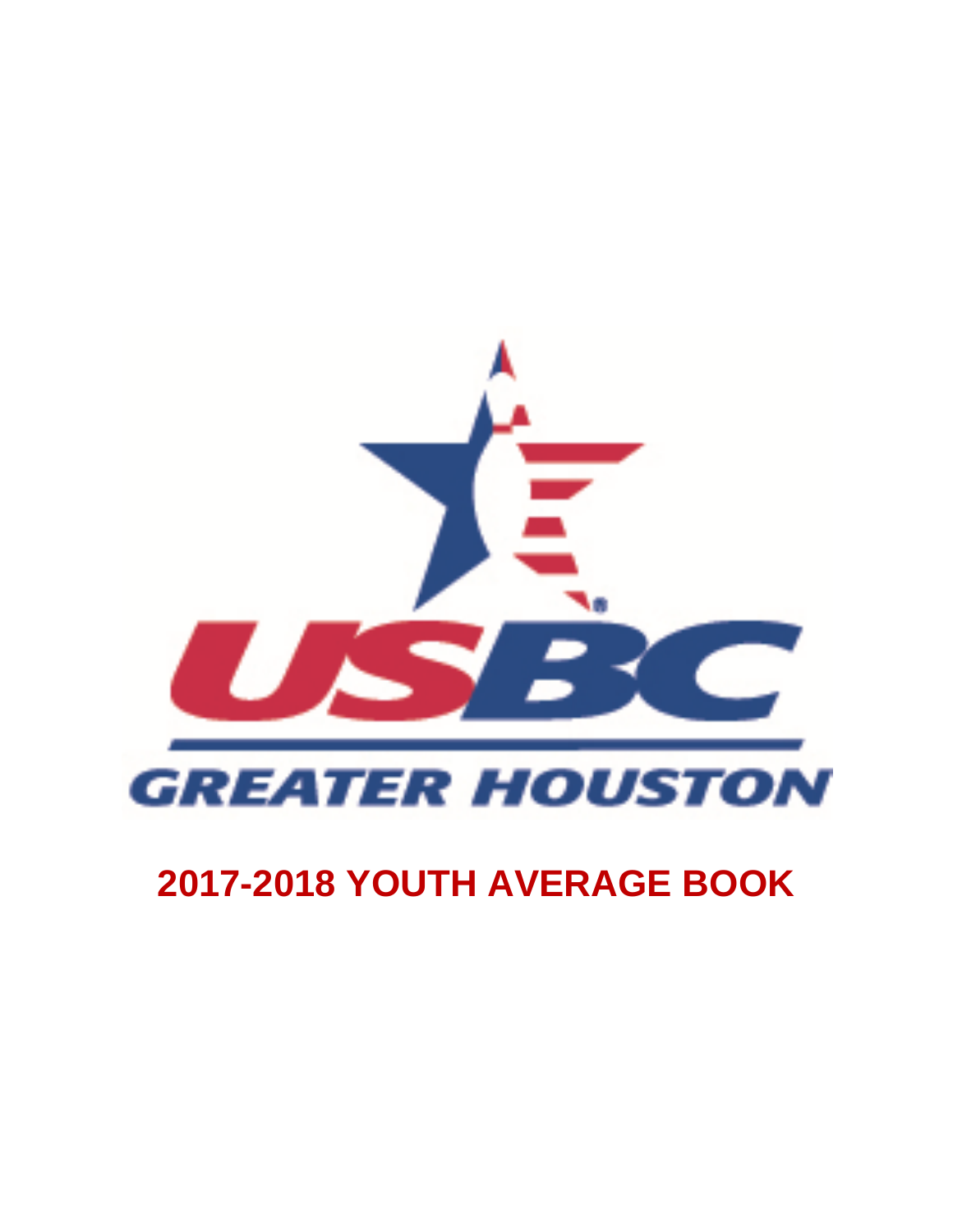USBC

GREATER HOUSTON

# 2017-2018 YOUTH AVERAGE BOOK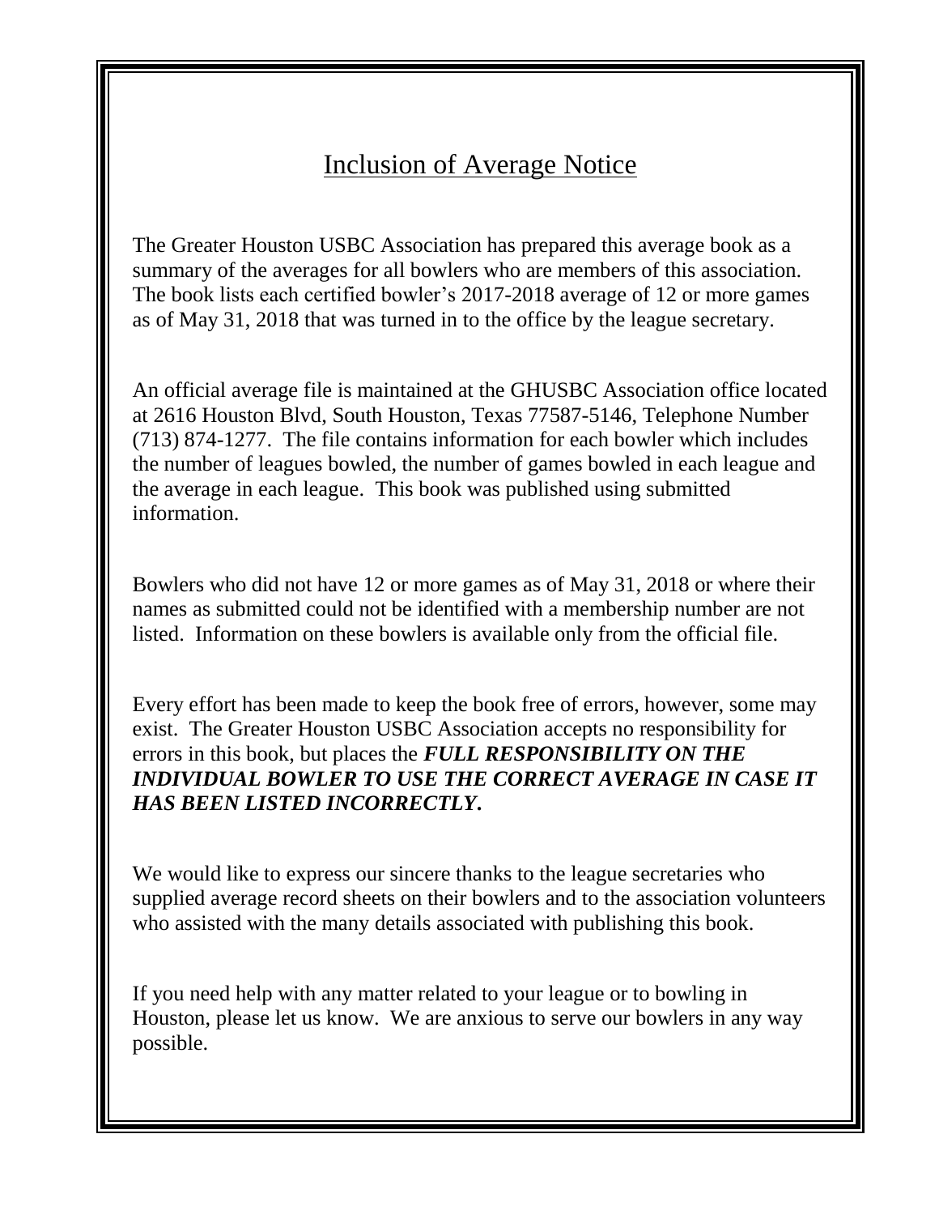# Inclusion of Average Notice

The Greater Houston USBC Association has prepared this average book as a summary of the averages for all bowlers who are members of this association. The book lists each certified bowler's 2017-2018 average of 12 or more games as of May 31, 2018 that was turned in to the office by the league secretary.

An official average file is maintained at the GHUSBC Association office located at 2616 Houston Blvd, South Houston, Texas 77587-5146, Telephone Number (713) 874-1277. The file contains information for each bowler which includes the number of leagues bowled, the number of games bowled in each league and the average in each league. This book was published using submitted information.

Bowlers who did not have 12 or more games as of May 31, 2018 or where their names as submitted could not be identified with a membership number are not listed. Information on these bowlers is available only from the official file.

Every effort has been made to keep the book free of errors, however, some may exist. The Greater Houston USBC Association accepts no responsibility for errors in this book, but places the ***FULL RESPONSIBILITY ON THE INDIVIDUAL BOWLER TO USE THE CORRECT AVERAGE IN CASE IT HAS BEEN LISTED INCORRECTLY.***

We would like to express our sincere thanks to the league secretaries who supplied average record sheets on their bowlers and to the association volunteers who assisted with the many details associated with publishing this book.

If you need help with any matter related to your league or to bowling in Houston, please let us know. We are anxious to serve our bowlers in any way possible.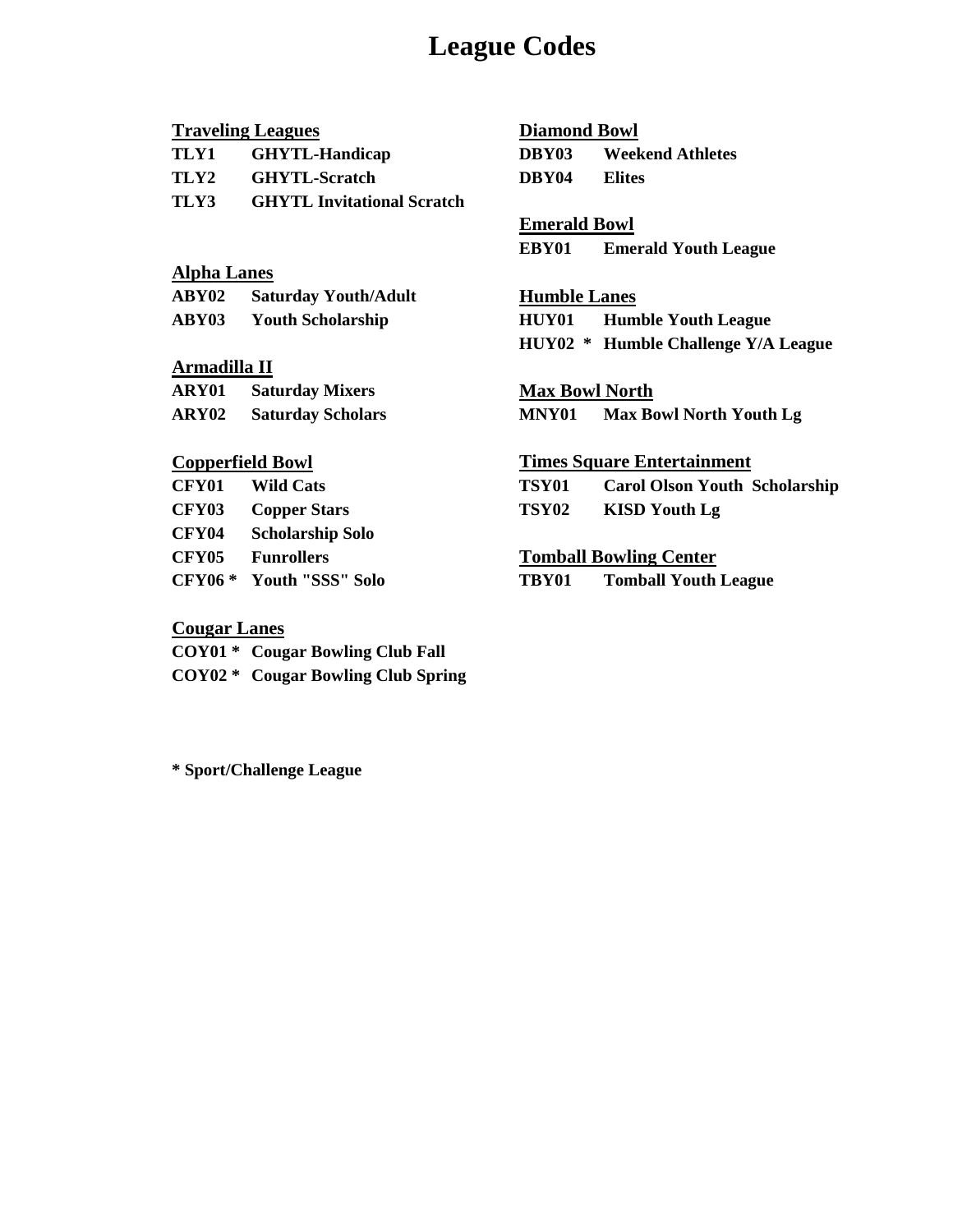# League Codes

**Traveling Leagues**

**TLY1** **GHYTL-Handicap**
**TLY2** **GHYTL-Scratch**
**TLY3** **GHYTL Invitational Scratch**

**Alpha Lanes**

**ABY02** **Saturday Youth/Adult**
**ABY03** **Youth Scholarship**

**Armadilla II**

**ARY01** **Saturday Mixers**
**ARY02** **Saturday Scholars**

**Copperfield Bowl**

**CFY01** **Wild Cats**
**CFY03** **Copper Stars**
**CFY04** **Scholarship Solo**
**CFY05** **Funrollers**
**CFY06 *** **Youth "SSS" Solo**

**Cougar Lanes**

**COY01 *** **Cougar Bowling Club Fall**
**COY02 *** **Cougar Bowling Club Spring**

**Diamond Bowl**

**DBY03** **Weekend Athletes**
**DBY04** **Elites**

**Emerald Bowl**

**EBY01** **Emerald Youth League**

**Humble Lanes**

**HUY01** **Humble Youth League**
**HUY02 *** **Humble Challenge Y/A League**

**Max Bowl North**

**MNY01** **Max Bowl North Youth Lg**

**Times Square Entertainment**

**TSY01** **Carol Olson Youth Scholarship**
**TSY02** **KISD Youth Lg**

**Tomball Bowling Center**

**TBY01** **Tomball Youth League**

**\* Sport/Challenge League**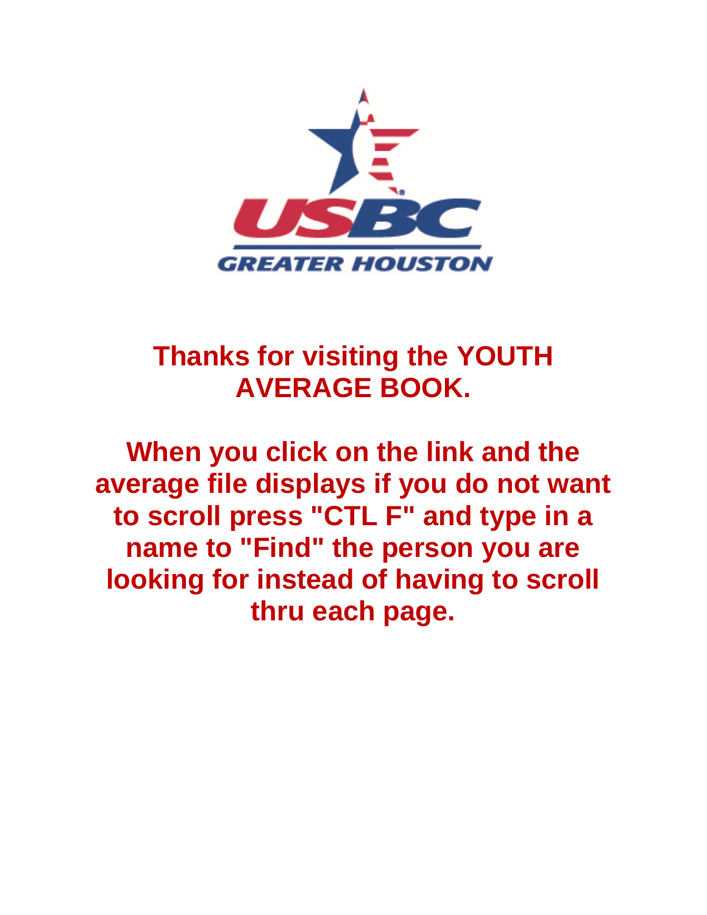**Thanks for visiting the YOUTH AVERAGE BOOK.**

**When you click on the link and the average file displays if you do not want to scroll press "CTL F" and type in a name to "Find" the person you are looking for instead of having to scroll thru each page.**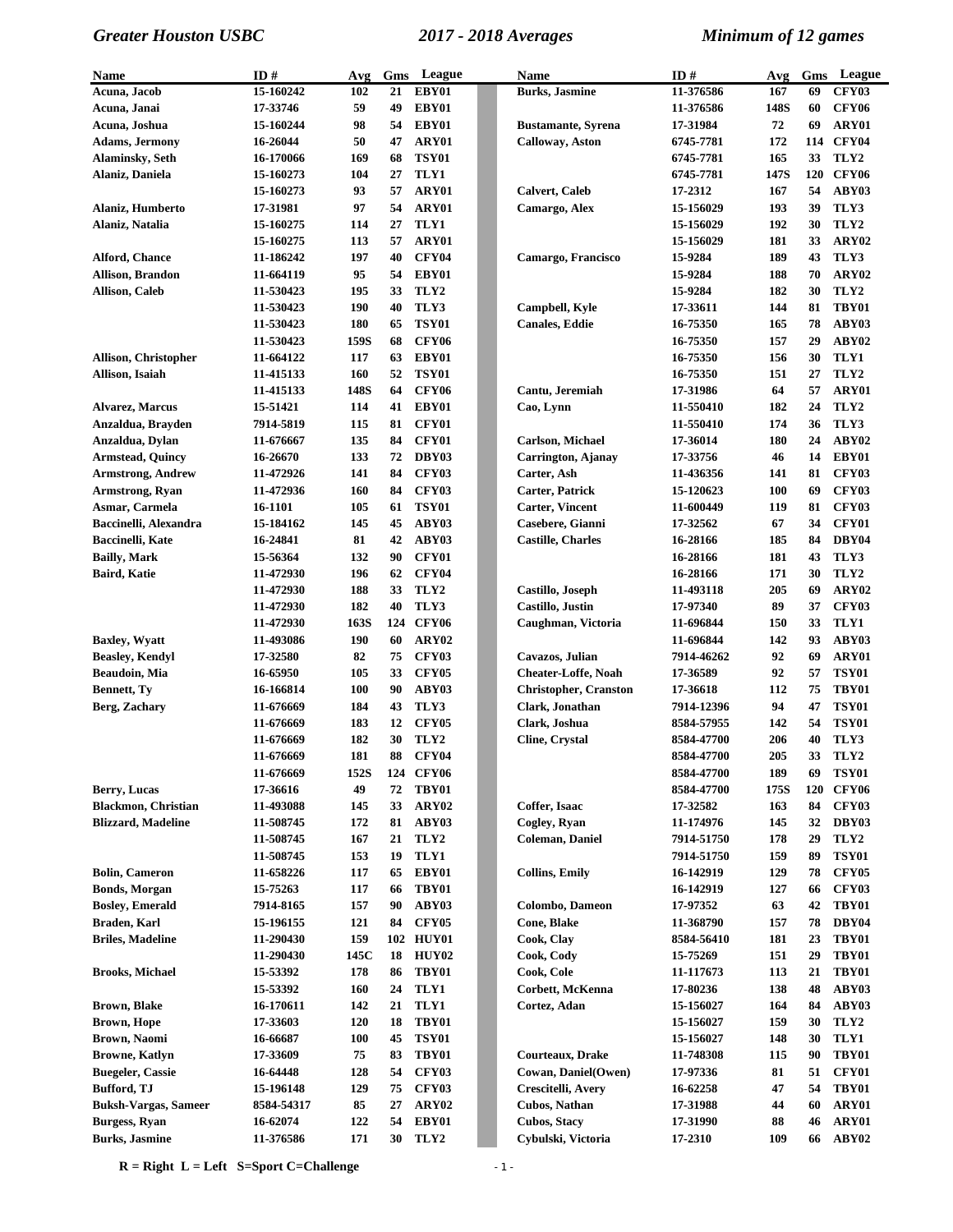# Greater Houston USBC — 2017 - 2018 Averages — Minimum of 12 games

| Name | ID # | Avg | Gms | League |
|---|---|---|---|---|
| Acuna, Jacob | 15-160242 | 102 | 21 | EBY01 |
| Acuna, Janai | 17-33746 | 59 | 49 | EBY01 |
| Acuna, Joshua | 15-160244 | 98 | 54 | EBY01 |
| Adams, Jermony | 16-26044 | 50 | 47 | ARY01 |
| Alaminsky, Seth | 16-170066 | 169 | 68 | TSY01 |
| Alaniz, Daniela | 15-160273 | 104 | 27 | TLY1 |
| | 15-160273 | 93 | 57 | ARY01 |
| Alaniz, Humberto | 17-31981 | 97 | 54 | ARY01 |
| Alaniz, Natalia | 15-160275 | 114 | 27 | TLY1 |
| | 15-160275 | 113 | 57 | ARY01 |
| Alford, Chance | 11-186242 | 197 | 40 | CFY04 |
| Allison, Brandon | 11-664119 | 95 | 54 | EBY01 |
| Allison, Caleb | 11-530423 | 195 | 33 | TLY2 |
| | 11-530423 | 190 | 40 | TLY3 |
| | 11-530423 | 180 | 65 | TSY01 |
| | 11-530423 | 159S | 68 | CFY06 |
| Allison, Christopher | 11-664122 | 117 | 63 | EBY01 |
| Allison, Isaiah | 11-415133 | 160 | 52 | TSY01 |
| | 11-415133 | 148S | 64 | CFY06 |
| Alvarez, Marcus | 15-51421 | 114 | 41 | EBY01 |
| Anzaldua, Brayden | 7914-5819 | 115 | 81 | CFY01 |
| Anzaldua, Dylan | 11-676667 | 135 | 84 | CFY01 |
| Armstead, Quincy | 16-26670 | 133 | 72 | DBY03 |
| Armstrong, Andrew | 11-472926 | 141 | 84 | CFY03 |
| Armstrong, Ryan | 11-472936 | 160 | 84 | CFY03 |
| Asmar, Carmela | 16-1101 | 105 | 61 | TSY01 |
| Baccinelli, Alexandra | 15-184162 | 145 | 45 | ABY03 |
| Baccinelli, Kate | 16-24841 | 81 | 42 | ABY03 |
| Bailly, Mark | 15-56364 | 132 | 90 | CFY01 |
| Baird, Katie | 11-472930 | 196 | 62 | CFY04 |
| | 11-472930 | 188 | 33 | TLY2 |
| | 11-472930 | 182 | 40 | TLY3 |
| | 11-472930 | 163S | 124 | CFY06 |
| Baxley, Wyatt | 11-493086 | 190 | 60 | ARY02 |
| Beasley, Kendyl | 17-32580 | 82 | 75 | CFY03 |
| Beaudoin, Mia | 16-65950 | 105 | 33 | CFY05 |
| Bennett, Ty | 16-166814 | 100 | 90 | ABY03 |
| Berg, Zachary | 11-676669 | 184 | 43 | TLY3 |
| | 11-676669 | 183 | 12 | CFY05 |
| | 11-676669 | 182 | 30 | TLY2 |
| | 11-676669 | 181 | 88 | CFY04 |
| | 11-676669 | 152S | 124 | CFY06 |
| Berry, Lucas | 17-36616 | 49 | 72 | TBY01 |
| Blackmon, Christian | 11-493088 | 145 | 33 | ARY02 |
| Blizzard, Madeline | 11-508745 | 172 | 81 | ABY03 |
| | 11-508745 | 167 | 21 | TLY2 |
| | 11-508745 | 153 | 19 | TLY1 |
| Bolin, Cameron | 11-658226 | 117 | 65 | EBY01 |
| Bonds, Morgan | 15-75263 | 117 | 66 | TBY01 |
| Bosley, Emerald | 7914-8165 | 157 | 90 | ABY03 |
| Braden, Karl | 15-196155 | 121 | 84 | CFY05 |
| Briles, Madeline | 11-290430 | 159 | 102 | HUY01 |
| | 11-290430 | 145C | 18 | HUY02 |
| Brooks, Michael | 15-53392 | 178 | 86 | TBY01 |
| | 15-53392 | 160 | 24 | TLY1 |
| Brown, Blake | 16-170611 | 142 | 21 | TLY1 |
| Brown, Hope | 17-33603 | 120 | 18 | TBY01 |
| Brown, Naomi | 16-66687 | 100 | 45 | TSY01 |
| Browne, Katlyn | 17-33609 | 75 | 83 | TBY01 |
| Buegeler, Cassie | 16-64448 | 128 | 54 | CFY03 |
| Bufford, TJ | 15-196148 | 129 | 75 | CFY03 |
| Buksh-Vargas, Sameer | 8584-54317 | 85 | 27 | ARY02 |
| Burgess, Ryan | 16-62074 | 122 | 54 | EBY01 |
| Burks, Jasmine | 11-376586 | 171 | 30 | TLY2 |
| Burks, Jasmine | 11-376586 | 167 | 69 | CFY03 |
| | 11-376586 | 148S | 60 | CFY06 |
| Bustamante, Syrena | 17-31984 | 72 | 69 | ARY01 |
| Calloway, Aston | 6745-7781 | 172 | 114 | CFY04 |
| | 6745-7781 | 165 | 33 | TLY2 |
| | 6745-7781 | 147S | 120 | CFY06 |
| Calvert, Caleb | 17-2312 | 167 | 54 | ABY03 |
| Camargo, Alex | 15-156029 | 193 | 39 | TLY3 |
| | 15-156029 | 192 | 30 | TLY2 |
| | 15-156029 | 181 | 33 | ARY02 |
| Camargo, Francisco | 15-9284 | 189 | 43 | TLY3 |
| | 15-9284 | 188 | 70 | ARY02 |
| | 15-9284 | 182 | 30 | TLY2 |
| Campbell, Kyle | 17-33611 | 144 | 81 | TBY01 |
| Canales, Eddie | 16-75350 | 165 | 78 | ABY03 |
| | 16-75350 | 157 | 29 | ABY02 |
| | 16-75350 | 156 | 30 | TLY1 |
| | 16-75350 | 151 | 27 | TLY2 |
| Cantu, Jeremiah | 17-31986 | 64 | 57 | ARY01 |
| Cao, Lynn | 11-550410 | 182 | 24 | TLY2 |
| | 11-550410 | 174 | 36 | TLY3 |
| Carlson, Michael | 17-36014 | 180 | 24 | ABY02 |
| Carrington, Ajanay | 17-33756 | 46 | 14 | EBY01 |
| Carter, Ash | 11-436356 | 141 | 81 | CFY03 |
| Carter, Patrick | 15-120623 | 100 | 69 | CFY03 |
| Carter, Vincent | 11-600449 | 119 | 81 | CFY03 |
| Casebere, Gianni | 17-32562 | 67 | 34 | CFY01 |
| Castille, Charles | 16-28166 | 185 | 84 | DBY04 |
| | 16-28166 | 181 | 43 | TLY3 |
| | 16-28166 | 171 | 30 | TLY2 |
| Castillo, Joseph | 11-493118 | 205 | 69 | ARY02 |
| Castillo, Justin | 17-97340 | 89 | 37 | CFY03 |
| Caughman, Victoria | 11-696844 | 150 | 33 | TLY1 |
| | 11-696844 | 142 | 93 | ABY03 |
| Cavazos, Julian | 7914-46262 | 92 | 69 | ARY01 |
| Cheater-Loffe, Noah | 17-36589 | 92 | 57 | TSY01 |
| Christopher, Cranston | 17-36618 | 112 | 75 | TBY01 |
| Clark, Jonathan | 7914-12396 | 94 | 47 | TSY01 |
| Clark, Joshua | 8584-57955 | 142 | 54 | TSY01 |
| Cline, Crystal | 8584-47700 | 206 | 40 | TLY3 |
| | 8584-47700 | 205 | 33 | TLY2 |
| | 8584-47700 | 189 | 69 | TSY01 |
| | 8584-47700 | 175S | 120 | CFY06 |
| Coffer, Isaac | 17-32582 | 163 | 84 | CFY03 |
| Cogley, Ryan | 11-174976 | 145 | 32 | DBY03 |
| Coleman, Daniel | 7914-51750 | 178 | 29 | TLY2 |
| | 7914-51750 | 159 | 89 | TSY01 |
| Collins, Emily | 16-142919 | 129 | 78 | CFY05 |
| | 16-142919 | 127 | 66 | CFY03 |
| Colombo, Dameon | 17-97352 | 63 | 42 | TBY01 |
| Cone, Blake | 11-368790 | 157 | 78 | DBY04 |
| Cook, Clay | 8584-56410 | 181 | 23 | TBY01 |
| Cook, Cody | 15-75269 | 151 | 29 | TBY01 |
| Cook, Cole | 11-117673 | 113 | 21 | TBY01 |
| Corbett, McKenna | 17-80236 | 138 | 48 | ABY03 |
| Cortez, Adan | 15-156027 | 164 | 84 | ABY03 |
| | 15-156027 | 159 | 30 | TLY2 |
| | 15-156027 | 148 | 30 | TLY1 |
| Courteaux, Drake | 11-748308 | 115 | 90 | TBY01 |
| Cowan, Daniel(Owen) | 17-97336 | 81 | 51 | CFY01 |
| Crescitelli, Avery | 16-62258 | 47 | 54 | TBY01 |
| Cubos, Nathan | 17-31988 | 44 | 60 | ARY01 |
| Cubos, Stacy | 17-31990 | 88 | 46 | ARY01 |
| Cybulski, Victoria | 17-2310 | 109 | 66 | ABY02 |

**R = Right L = Left S=Sport C=Challenge**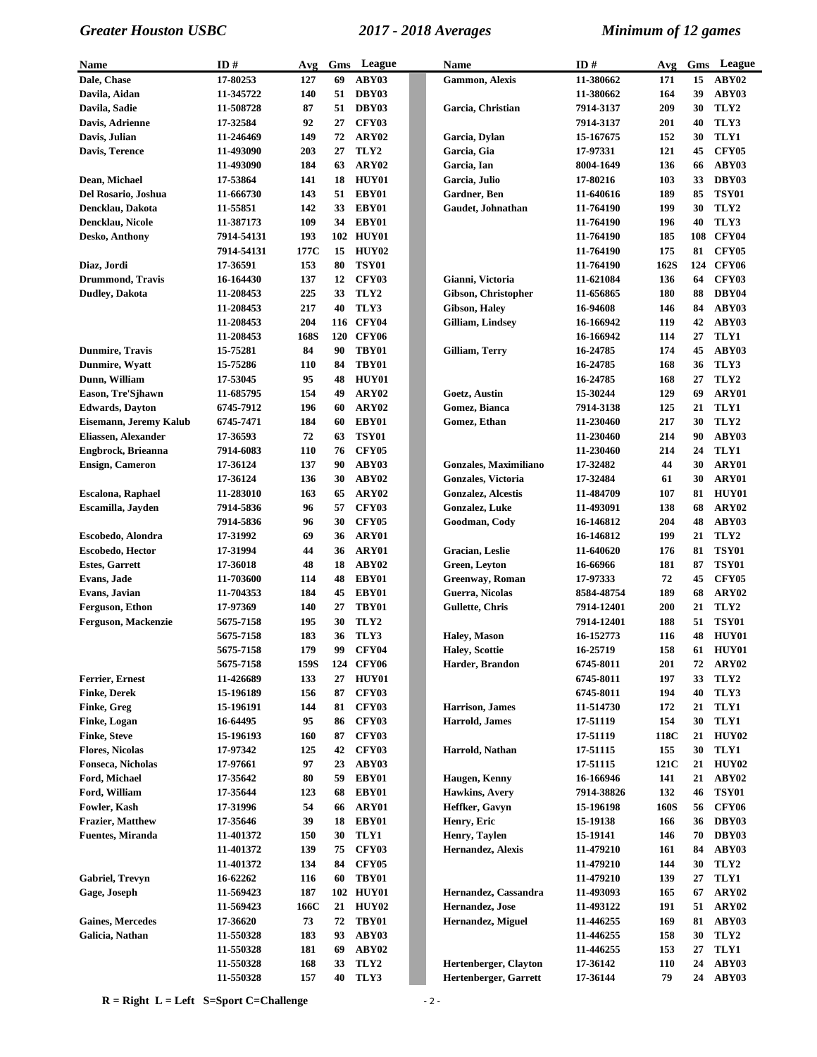| Name | ID # | Avg | Gms | League |
|---|---|---|---|---|
| Dale, Chase | 17-80253 | 127 | 69 | ABY03 |
| Davila, Aidan | 11-345722 | 140 | 51 | DBY03 |
| Davila, Sadie | 11-508728 | 87 | 51 | DBY03 |
| Davis, Adrienne | 17-32584 | 92 | 27 | CFY03 |
| Davis, Julian | 11-246469 | 149 | 72 | ARY02 |
| Davis, Terence | 11-493090 | 203 | 27 | TLY2 |
| | 11-493090 | 184 | 63 | ARY02 |
| Dean, Michael | 17-53864 | 141 | 18 | HUY01 |
| Del Rosario, Joshua | 11-666730 | 143 | 51 | EBY01 |
| Dencklau, Dakota | 11-55851 | 142 | 33 | EBY01 |
| Dencklau, Nicole | 11-387173 | 109 | 34 | EBY01 |
| Desko, Anthony | 7914-54131 | 193 | 102 | HUY01 |
| | 7914-54131 | 177C | 15 | HUY02 |
| Diaz, Jordi | 17-36591 | 153 | 80 | TSY01 |
| Drummond, Travis | 16-164430 | 137 | 12 | CFY03 |
| Dudley, Dakota | 11-208453 | 225 | 33 | TLY2 |
| | 11-208453 | 217 | 40 | TLY3 |
| | 11-208453 | 204 | 116 | CFY04 |
| | 11-208453 | 168S | 120 | CFY06 |
| Dunmire, Travis | 15-75281 | 84 | 90 | TBY01 |
| Dunmire, Wyatt | 15-75286 | 110 | 84 | TBY01 |
| Dunn, William | 17-53045 | 95 | 48 | HUY01 |
| Eason, Tre'Sjhawn | 11-685795 | 154 | 49 | ARY02 |
| Edwards, Dayton | 6745-7912 | 196 | 60 | ARY02 |
| Eisemann, Jeremy Kalub | 6745-7471 | 184 | 60 | EBY01 |
| Eliassen, Alexander | 17-36593 | 72 | 63 | TSY01 |
| Engbrock, Brieanna | 7914-6083 | 110 | 76 | CFY05 |
| Ensign, Cameron | 17-36124 | 137 | 90 | ABY03 |
| | 17-36124 | 136 | 30 | ABY02 |
| Escalona, Raphael | 11-283010 | 163 | 65 | ARY02 |
| Escamilla, Jayden | 7914-5836 | 96 | 57 | CFY03 |
| | 7914-5836 | 96 | 30 | CFY05 |
| Escobedo, Alondra | 17-31992 | 69 | 36 | ARY01 |
| Escobedo, Hector | 17-31994 | 44 | 36 | ARY01 |
| Estes, Garrett | 17-36018 | 48 | 18 | ABY02 |
| Evans, Jade | 11-703600 | 114 | 48 | EBY01 |
| Evans, Javian | 11-704353 | 184 | 45 | EBY01 |
| Ferguson, Ethon | 17-97369 | 140 | 27 | TBY01 |
| Ferguson, Mackenzie | 5675-7158 | 195 | 30 | TLY2 |
| | 5675-7158 | 183 | 36 | TLY3 |
| | 5675-7158 | 179 | 99 | CFY04 |
| | 5675-7158 | 159S | 124 | CFY06 |
| Ferrier, Ernest | 11-426689 | 133 | 27 | HUY01 |
| Finke, Derek | 15-196189 | 156 | 87 | CFY03 |
| Finke, Greg | 15-196191 | 144 | 81 | CFY03 |
| Finke, Logan | 16-64495 | 95 | 86 | CFY03 |
| Finke, Steve | 15-196193 | 160 | 87 | CFY03 |
| Flores, Nicolas | 17-97342 | 125 | 42 | CFY03 |
| Fonseca, Nicholas | 17-97661 | 97 | 23 | ABY03 |
| Ford, Michael | 17-35642 | 80 | 59 | EBY01 |
| Ford, William | 17-35644 | 123 | 68 | EBY01 |
| Fowler, Kash | 17-31996 | 54 | 66 | ARY01 |
| Frazier, Matthew | 17-35646 | 39 | 18 | EBY01 |
| Fuentes, Miranda | 11-401372 | 150 | 30 | TLY1 |
| | 11-401372 | 139 | 75 | CFY03 |
| | 11-401372 | 134 | 84 | CFY05 |
| Gabriel, Trevyn | 16-62262 | 116 | 60 | TBY01 |
| Gage, Joseph | 11-569423 | 187 | 102 | HUY01 |
| | 11-569423 | 166C | 21 | HUY02 |
| Gaines, Mercedes | 17-36620 | 73 | 72 | TBY01 |
| Galicia, Nathan | 11-550328 | 183 | 93 | ABY03 |
| | 11-550328 | 181 | 69 | ABY02 |
| | 11-550328 | 168 | 33 | TLY2 |
| | 11-550328 | 157 | 40 | TLY3 |
| Gammon, Alexis | 11-380662 | 171 | 15 | ABY02 |
| | 11-380662 | 164 | 39 | ABY03 |
| Garcia, Christian | 7914-3137 | 209 | 30 | TLY2 |
| | 7914-3137 | 201 | 40 | TLY3 |
| Garcia, Dylan | 15-167675 | 152 | 30 | TLY1 |
| Garcia, Gia | 17-97331 | 121 | 45 | CFY05 |
| Garcia, Ian | 8004-1649 | 136 | 66 | ABY03 |
| Garcia, Julio | 17-80216 | 103 | 33 | DBY03 |
| Gardner, Ben | 11-640616 | 189 | 85 | TSY01 |
| Gaudet, Johnathan | 11-764190 | 199 | 30 | TLY2 |
| | 11-764190 | 196 | 40 | TLY3 |
| | 11-764190 | 185 | 108 | CFY04 |
| | 11-764190 | 175 | 81 | CFY05 |
| | 11-764190 | 162S | 124 | CFY06 |
| Gianni, Victoria | 11-621084 | 136 | 64 | CFY03 |
| Gibson, Christopher | 11-656865 | 180 | 88 | DBY04 |
| Gibson, Haley | 16-94608 | 146 | 84 | ABY03 |
| Gilliam, Lindsey | 16-166942 | 119 | 42 | ABY03 |
| | 16-166942 | 114 | 27 | TLY1 |
| Gilliam, Terry | 16-24785 | 174 | 45 | ABY03 |
| | 16-24785 | 168 | 36 | TLY3 |
| | 16-24785 | 168 | 27 | TLY2 |
| Goetz, Austin | 15-30244 | 129 | 69 | ARY01 |
| Gomez, Bianca | 7914-3138 | 125 | 21 | TLY1 |
| Gomez, Ethan | 11-230460 | 217 | 30 | TLY2 |
| | 11-230460 | 214 | 90 | ABY03 |
| | 11-230460 | 214 | 24 | TLY1 |
| Gonzales, Maximiliano | 17-32482 | 44 | 30 | ARY01 |
| Gonzales, Victoria | 17-32484 | 61 | 30 | ARY01 |
| Gonzalez, Alcestis | 11-484709 | 107 | 81 | HUY01 |
| Gonzalez, Luke | 11-493091 | 138 | 68 | ARY02 |
| Goodman, Cody | 16-146812 | 204 | 48 | ABY03 |
| | 16-146812 | 199 | 21 | TLY2 |
| Gracian, Leslie | 11-640620 | 176 | 81 | TSY01 |
| Green, Leyton | 16-66966 | 181 | 87 | TSY01 |
| Greenway, Roman | 17-97333 | 72 | 45 | CFY05 |
| Guerra, Nicolas | 8584-48754 | 189 | 68 | ARY02 |
| Gullette, Chris | 7914-12401 | 200 | 21 | TLY2 |
| | 7914-12401 | 188 | 51 | TSY01 |
| Haley, Mason | 16-152773 | 116 | 48 | HUY01 |
| Haley, Scottie | 16-25719 | 158 | 61 | HUY01 |
| Harder, Brandon | 6745-8011 | 201 | 72 | ARY02 |
| | 6745-8011 | 197 | 33 | TLY2 |
| | 6745-8011 | 194 | 40 | TLY3 |
| Harrison, James | 11-514730 | 172 | 21 | TLY1 |
| Harrold, James | 17-51119 | 154 | 30 | TLY1 |
| | 17-51119 | 118C | 21 | HUY02 |
| Harrold, Nathan | 17-51115 | 155 | 30 | TLY1 |
| | 17-51115 | 121C | 21 | HUY02 |
| Haugen, Kenny | 16-166946 | 141 | 21 | ABY02 |
| Hawkins, Avery | 7914-38826 | 132 | 46 | TSY01 |
| Heffker, Gavyn | 15-196198 | 160S | 56 | CFY06 |
| Henry, Eric | 15-19138 | 166 | 36 | DBY03 |
| Henry, Taylen | 15-19141 | 146 | 70 | DBY03 |
| Hernandez, Alexis | 11-479210 | 161 | 84 | ABY03 |
| | 11-479210 | 144 | 30 | TLY2 |
| | 11-479210 | 139 | 27 | TLY1 |
| Hernandez, Cassandra | 11-493093 | 165 | 67 | ARY02 |
| Hernandez, Jose | 11-493122 | 191 | 51 | ARY02 |
| Hernandez, Miguel | 11-446255 | 169 | 81 | ABY03 |
| | 11-446255 | 158 | 30 | TLY2 |
| | 11-446255 | 153 | 27 | TLY1 |
| Hertenberger, Clayton | 17-36142 | 110 | 24 | ABY03 |
| Hertenberger, Garrett | 17-36144 | 79 | 24 | ABY03 |

**R = Right L = Left S=Sport C=Challenge**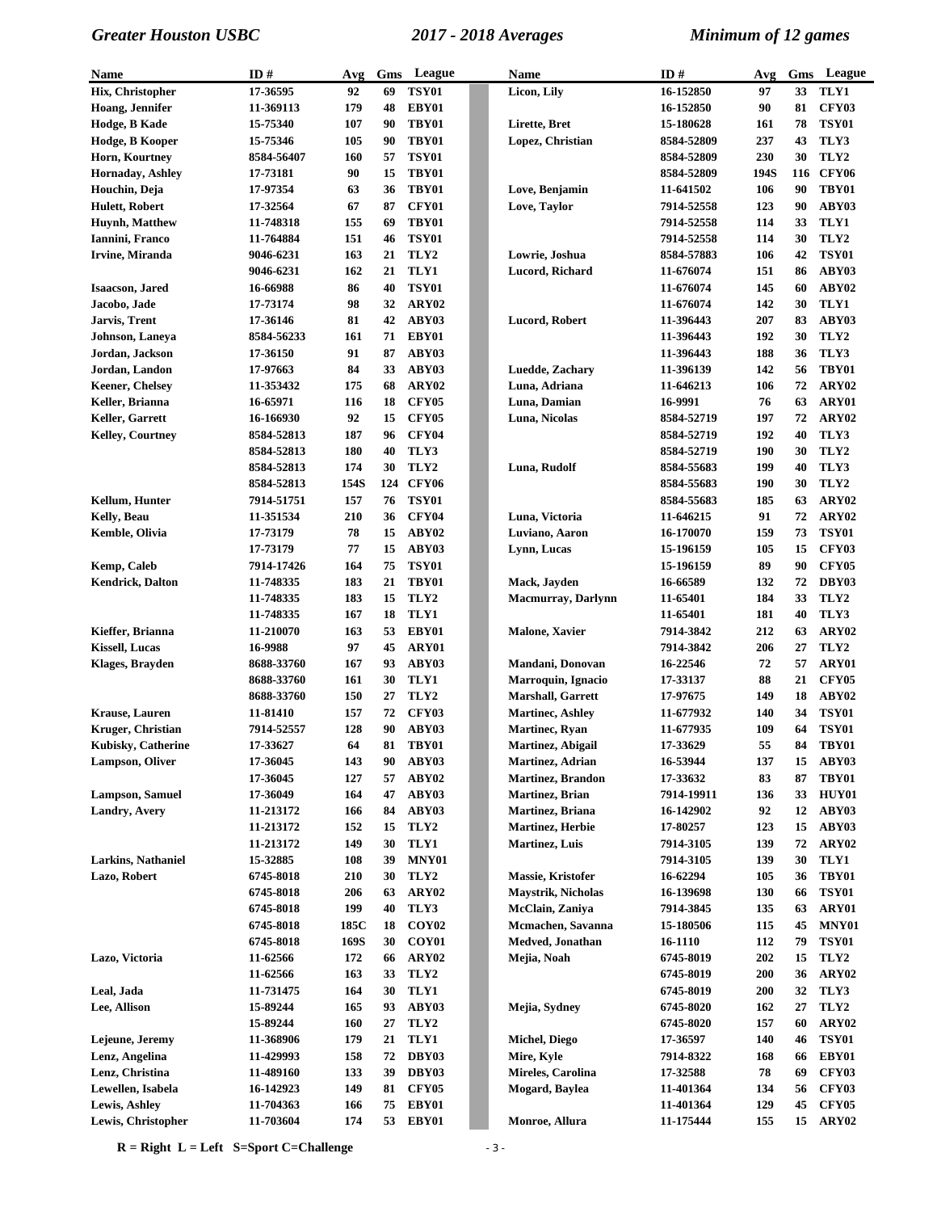| Name | ID # | Avg | Gms | League |
|---|---|---|---|---|
| Hix, Christopher | 17-36595 | 92 | 69 | TSY01 |
| Hoang, Jennifer | 11-369113 | 179 | 48 | EBY01 |
| Hodge, B Kade | 15-75340 | 107 | 90 | TBY01 |
| Hodge, B Kooper | 15-75346 | 105 | 90 | TBY01 |
| Horn, Kourtney | 8584-56407 | 160 | 57 | TSY01 |
| Hornaday, Ashley | 17-73181 | 90 | 15 | TBY01 |
| Houchin, Deja | 17-97354 | 63 | 36 | TBY01 |
| Hulett, Robert | 17-32564 | 67 | 87 | CFY01 |
| Huynh, Matthew | 11-748318 | 155 | 69 | TBY01 |
| Iannini, Franco | 11-764884 | 151 | 46 | TSY01 |
| Irvine, Miranda | 9046-6231 | 163 | 21 | TLY2 |
| | 9046-6231 | 162 | 21 | TLY1 |
| Isaacson, Jared | 16-66988 | 86 | 40 | TSY01 |
| Jacobo, Jade | 17-73174 | 98 | 32 | ARY02 |
| Jarvis, Trent | 17-36146 | 81 | 42 | ABY03 |
| Johnson, Laneya | 8584-56233 | 161 | 71 | EBY01 |
| Jordan, Jackson | 17-36150 | 91 | 87 | ABY03 |
| Jordan, Landon | 17-97663 | 84 | 33 | ABY03 |
| Keener, Chelsey | 11-353432 | 175 | 68 | ARY02 |
| Keller, Brianna | 16-65971 | 116 | 18 | CFY05 |
| Keller, Garrett | 16-166930 | 92 | 15 | CFY05 |
| Kelley, Courtney | 8584-52813 | 187 | 96 | CFY04 |
| | 8584-52813 | 180 | 40 | TLY3 |
| | 8584-52813 | 174 | 30 | TLY2 |
| | 8584-52813 | 154S | 124 | CFY06 |
| Kellum, Hunter | 7914-51751 | 157 | 76 | TSY01 |
| Kelly, Beau | 11-351534 | 210 | 36 | CFY04 |
| Kemble, Olivia | 17-73179 | 78 | 15 | ABY02 |
| | 17-73179 | 77 | 15 | ABY03 |
| Kemp, Caleb | 7914-17426 | 164 | 75 | TSY01 |
| Kendrick, Dalton | 11-748335 | 183 | 21 | TBY01 |
| | 11-748335 | 183 | 15 | TLY2 |
| | 11-748335 | 167 | 18 | TLY1 |
| Kieffer, Brianna | 11-210070 | 163 | 53 | EBY01 |
| Kissell, Lucas | 16-9988 | 97 | 45 | ARY01 |
| Klages, Brayden | 8688-33760 | 167 | 93 | ABY03 |
| | 8688-33760 | 161 | 30 | TLY1 |
| | 8688-33760 | 150 | 27 | TLY2 |
| Krause, Lauren | 11-81410 | 157 | 72 | CFY03 |
| Kruger, Christian | 7914-52557 | 128 | 90 | ABY03 |
| Kubisky, Catherine | 17-33627 | 64 | 81 | TBY01 |
| Lampson, Oliver | 17-36045 | 143 | 90 | ABY03 |
| | 17-36045 | 127 | 57 | ABY02 |
| Lampson, Samuel | 17-36049 | 164 | 47 | ABY03 |
| Landry, Avery | 11-213172 | 166 | 84 | ABY03 |
| | 11-213172 | 152 | 15 | TLY2 |
| | 11-213172 | 149 | 30 | TLY1 |
| Larkins, Nathaniel | 15-32885 | 108 | 39 | MNY01 |
| Lazo, Robert | 6745-8018 | 210 | 30 | TLY2 |
| | 6745-8018 | 206 | 63 | ARY02 |
| | 6745-8018 | 199 | 40 | TLY3 |
| | 6745-8018 | 185C | 18 | COY02 |
| | 6745-8018 | 169S | 30 | COY01 |
| Lazo, Victoria | 11-62566 | 172 | 66 | ARY02 |
| | 11-62566 | 163 | 33 | TLY2 |
| Leal, Jada | 11-731475 | 164 | 30 | TLY1 |
| Lee, Allison | 15-89244 | 165 | 93 | ABY03 |
| | 15-89244 | 160 | 27 | TLY2 |
| Lejeune, Jeremy | 11-368906 | 179 | 21 | TLY1 |
| Lenz, Angelina | 11-429993 | 158 | 72 | DBY03 |
| Lenz, Christina | 11-489160 | 133 | 39 | DBY03 |
| Lewellen, Isabela | 16-142923 | 149 | 81 | CFY05 |
| Lewis, Ashley | 11-704363 | 166 | 75 | EBY01 |
| Lewis, Christopher | 11-703604 | 174 | 53 | EBY01 |
| Licon, Lily | 16-152850 | 97 | 33 | TLY1 |
| | 16-152850 | 90 | 81 | CFY03 |
| Lirette, Bret | 15-180628 | 161 | 78 | TSY01 |
| Lopez, Christian | 8584-52809 | 237 | 43 | TLY3 |
| | 8584-52809 | 230 | 30 | TLY2 |
| | 8584-52809 | 194S | 116 | CFY06 |
| Love, Benjamin | 11-641502 | 106 | 90 | TBY01 |
| Love, Taylor | 7914-52558 | 123 | 90 | ABY03 |
| | 7914-52558 | 114 | 33 | TLY1 |
| | 7914-52558 | 114 | 30 | TLY2 |
| Lowrie, Joshua | 8584-57883 | 106 | 42 | TSY01 |
| Lucord, Richard | 11-676074 | 151 | 86 | ABY03 |
| | 11-676074 | 145 | 60 | ABY02 |
| | 11-676074 | 142 | 30 | TLY1 |
| Lucord, Robert | 11-396443 | 207 | 83 | ABY03 |
| | 11-396443 | 192 | 30 | TLY2 |
| | 11-396443 | 188 | 36 | TLY3 |
| Luedde, Zachary | 11-396139 | 142 | 56 | TBY01 |
| Luna, Adriana | 11-646213 | 106 | 72 | ARY02 |
| Luna, Damian | 16-9991 | 76 | 63 | ARY01 |
| Luna, Nicolas | 8584-52719 | 197 | 72 | ARY02 |
| | 8584-52719 | 192 | 40 | TLY3 |
| | 8584-52719 | 190 | 30 | TLY2 |
| Luna, Rudolf | 8584-55683 | 199 | 40 | TLY3 |
| | 8584-55683 | 190 | 30 | TLY2 |
| | 8584-55683 | 185 | 63 | ARY02 |
| Luna, Victoria | 11-646215 | 91 | 72 | ARY02 |
| Luviano, Aaron | 16-170070 | 159 | 73 | TSY01 |
| Lynn, Lucas | 15-196159 | 105 | 15 | CFY03 |
| | 15-196159 | 89 | 90 | CFY05 |
| Mack, Jayden | 16-66589 | 132 | 72 | DBY03 |
| Macmurray, Darlynn | 11-65401 | 184 | 33 | TLY2 |
| | 11-65401 | 181 | 40 | TLY3 |
| Malone, Xavier | 7914-3842 | 212 | 63 | ARY02 |
| | 7914-3842 | 206 | 27 | TLY2 |
| Mandani, Donovan | 16-22546 | 72 | 57 | ARY01 |
| Marroquin, Ignacio | 17-33137 | 88 | 21 | CFY05 |
| Marshall, Garrett | 17-97675 | 149 | 18 | ABY02 |
| Martinec, Ashley | 11-677932 | 140 | 34 | TSY01 |
| Martinec, Ryan | 11-677935 | 109 | 64 | TSY01 |
| Martinez, Abigail | 17-33629 | 55 | 84 | TBY01 |
| Martinez, Adrian | 16-53944 | 137 | 15 | ABY03 |
| Martinez, Brandon | 17-33632 | 83 | 87 | TBY01 |
| Martinez, Brian | 7914-19911 | 136 | 33 | HUY01 |
| Martinez, Briana | 16-142902 | 92 | 12 | ABY03 |
| Martinez, Herbie | 17-80257 | 123 | 15 | ABY03 |
| Martinez, Luis | 7914-3105 | 139 | 72 | ARY02 |
| | 7914-3105 | 139 | 30 | TLY1 |
| Massie, Kristofer | 16-62294 | 105 | 36 | TBY01 |
| Maystrik, Nicholas | 16-139698 | 130 | 66 | TSY01 |
| McClain, Zaniya | 7914-3845 | 135 | 63 | ARY01 |
| Mcmachen, Savanna | 15-180506 | 115 | 45 | MNY01 |
| Medved, Jonathan | 16-1110 | 112 | 79 | TSY01 |
| Mejia, Noah | 6745-8019 | 202 | 15 | TLY2 |
| | 6745-8019 | 200 | 36 | ARY02 |
| | 6745-8019 | 200 | 32 | TLY3 |
| Mejia, Sydney | 6745-8020 | 162 | 27 | TLY2 |
| | 6745-8020 | 157 | 60 | ARY02 |
| Michel, Diego | 17-36597 | 140 | 46 | TSY01 |
| Mire, Kyle | 7914-8322 | 168 | 66 | EBY01 |
| Mireles, Carolina | 17-32588 | 78 | 69 | CFY03 |
| Mogard, Baylea | 11-401364 | 134 | 56 | CFY03 |
| | 11-401364 | 129 | 45 | CFY05 |
| Monroe, Allura | 11-175444 | 155 | 15 | ARY02 |

R = Right L = Left S=Sport C=Challenge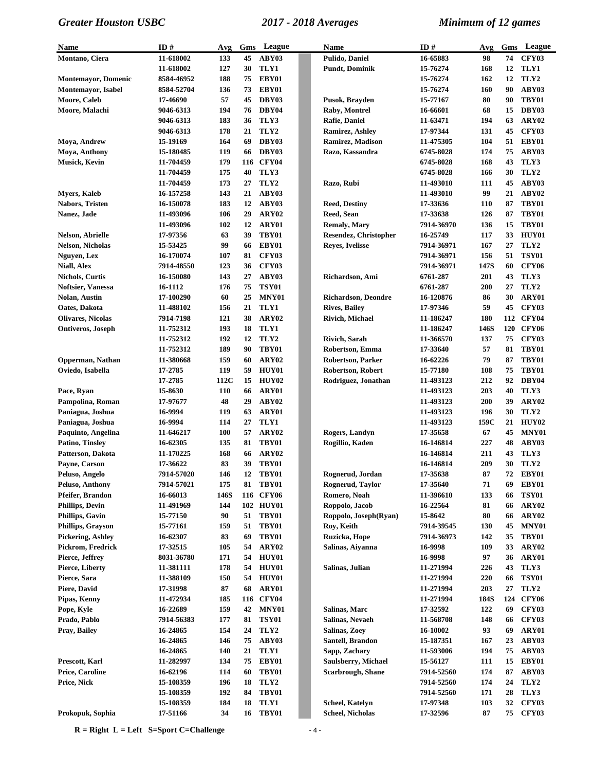| Name | ID # | Avg | Gms | League |
|---|---|---|---|---|
| Montano, Ciera | 11-618002 | 133 | 45 | ABY03 |
| | 11-618002 | 127 | 30 | TLY1 |
| Montemayor, Domenic | 8584-46952 | 188 | 75 | EBY01 |
| Montemayor, Isabel | 8584-52704 | 136 | 73 | EBY01 |
| Moore, Caleb | 17-46690 | 57 | 45 | DBY03 |
| Moore, Malachi | 9046-6313 | 194 | 76 | DBY04 |
| | 9046-6313 | 183 | 36 | TLY3 |
| | 9046-6313 | 178 | 21 | TLY2 |
| Moya, Andrew | 15-19169 | 164 | 69 | DBY03 |
| Moya, Anthony | 15-180485 | 119 | 66 | DBY03 |
| Musick, Kevin | 11-704459 | 179 | 116 | CFY04 |
| | 11-704459 | 175 | 40 | TLY3 |
| | 11-704459 | 173 | 27 | TLY2 |
| Myers, Kaleb | 16-157258 | 143 | 21 | ABY03 |
| Nabors, Tristen | 16-150078 | 183 | 12 | ABY03 |
| Nanez, Jade | 11-493096 | 106 | 29 | ARY02 |
| | 11-493096 | 102 | 12 | ARY01 |
| Nelson, Abrielle | 17-97356 | 63 | 39 | TBY01 |
| Nelson, Nicholas | 15-53425 | 99 | 66 | EBY01 |
| Nguyen, Lex | 16-170074 | 107 | 81 | CFY03 |
| Niall, Alex | 7914-48550 | 123 | 36 | CFY03 |
| Nichols, Curtis | 16-150080 | 143 | 27 | ABY03 |
| Noftsier, Vanessa | 16-1112 | 176 | 75 | TSY01 |
| Nolan, Austin | 17-100290 | 60 | 25 | MNY01 |
| Oates, Dakota | 11-488102 | 156 | 21 | TLY1 |
| Olivares, Nicolas | 7914-7198 | 121 | 38 | ARY02 |
| Ontiveros, Joseph | 11-752312 | 193 | 18 | TLY1 |
| | 11-752312 | 192 | 12 | TLY2 |
| | 11-752312 | 189 | 90 | TBY01 |
| Opperman, Nathan | 11-380668 | 159 | 60 | ARY02 |
| Oviedo, Isabella | 17-2785 | 119 | 59 | HUY01 |
| | 17-2785 | 112C | 15 | HUY02 |
| Pace, Ryan | 15-8630 | 110 | 66 | ARY01 |
| Pampolina, Roman | 17-97677 | 48 | 29 | ABY02 |
| Paniagua, Joshua | 16-9994 | 119 | 63 | ARY01 |
| Paniagua, Joshua | 16-9994 | 114 | 27 | TLY1 |
| Paquinto, Angelina | 11-646217 | 100 | 57 | ARY02 |
| Patino, Tinsley | 16-62305 | 135 | 81 | TBY01 |
| Patterson, Dakota | 11-170225 | 168 | 66 | ARY02 |
| Payne, Carson | 17-36622 | 83 | 39 | TBY01 |
| Peluso, Angelo | 7914-57020 | 146 | 12 | TBY01 |
| Peluso, Anthony | 7914-57021 | 175 | 81 | TBY01 |
| Pfeifer, Brandon | 16-66013 | 146S | 116 | CFY06 |
| Phillips, Devin | 11-491969 | 144 | 102 | HUY01 |
| Phillips, Gavin | 15-77150 | 90 | 51 | TBY01 |
| Phillips, Grayson | 15-77161 | 159 | 51 | TBY01 |
| Pickering, Ashley | 16-62307 | 83 | 69 | TBY01 |
| Pickrom, Fredrick | 17-32515 | 105 | 54 | ARY02 |
| Pierce, Jeffrey | 8031-36780 | 171 | 54 | HUY01 |
| Pierce, Liberty | 11-381111 | 178 | 54 | HUY01 |
| Pierce, Sara | 11-388109 | 150 | 54 | HUY01 |
| Piere, David | 17-31998 | 87 | 68 | ARY01 |
| Pipas, Kenny | 11-472934 | 185 | 116 | CFY04 |
| Pope, Kyle | 16-22689 | 159 | 42 | MNY01 |
| Prado, Pablo | 7914-56383 | 177 | 81 | TSY01 |
| Pray, Bailey | 16-24865 | 154 | 24 | TLY2 |
| | 16-24865 | 146 | 75 | ABY03 |
| | 16-24865 | 140 | 21 | TLY1 |
| Prescott, Karl | 11-282997 | 134 | 75 | EBY01 |
| Price, Caroline | 16-62196 | 114 | 60 | TBY01 |
| Price, Nick | 15-108359 | 196 | 18 | TLY2 |
| | 15-108359 | 192 | 84 | TBY01 |
| | 15-108359 | 184 | 18 | TLY1 |
| Prokopuk, Sophia | 17-51166 | 34 | 16 | TBY01 |
| Pulido, Daniel | 16-65883 | 98 | 74 | CFY03 |
| Pundt, Dominik | 15-76274 | 168 | 12 | TLY1 |
| | 15-76274 | 162 | 12 | TLY2 |
| | 15-76274 | 160 | 90 | ABY03 |
| Pusok, Brayden | 15-77167 | 80 | 90 | TBY01 |
| Raby, Montrel | 16-66601 | 68 | 15 | DBY03 |
| Rafie, Daniel | 11-63471 | 194 | 63 | ARY02 |
| Ramirez, Ashley | 17-97344 | 131 | 45 | CFY03 |
| Ramirez, Madison | 11-475305 | 104 | 51 | EBY01 |
| Razo, Kassandra | 6745-8028 | 174 | 75 | ABY03 |
| | 6745-8028 | 168 | 43 | TLY3 |
| | 6745-8028 | 166 | 30 | TLY2 |
| Razo, Rubi | 11-493010 | 111 | 45 | ABY03 |
| | 11-493010 | 99 | 21 | ABY02 |
| Reed, Destiny | 17-33636 | 110 | 87 | TBY01 |
| Reed, Sean | 17-33638 | 126 | 87 | TBY01 |
| Remaly, Mary | 7914-36970 | 136 | 15 | TBY01 |
| Resendez, Christopher | 16-25749 | 117 | 33 | HUY01 |
| Reyes, Ivelisse | 7914-36971 | 167 | 27 | TLY2 |
| | 7914-36971 | 156 | 51 | TSY01 |
| | 7914-36971 | 147S | 60 | CFY06 |
| Richardson, Ami | 6761-287 | 201 | 43 | TLY3 |
| | 6761-287 | 200 | 27 | TLY2 |
| Richardson, Deondre | 16-120876 | 86 | 30 | ARY01 |
| Rives, Bailey | 17-97346 | 59 | 45 | CFY03 |
| Rivich, Michael | 11-186247 | 180 | 112 | CFY04 |
| | 11-186247 | 146S | 120 | CFY06 |
| Rivich, Sarah | 11-366570 | 137 | 75 | CFY03 |
| Robertson, Emma | 17-33640 | 57 | 81 | TBY01 |
| Robertson, Parker | 16-62226 | 79 | 87 | TBY01 |
| Robertson, Robert | 15-77180 | 108 | 75 | TBY01 |
| Rodriguez, Jonathan | 11-493123 | 212 | 92 | DBY04 |
| | 11-493123 | 203 | 40 | TLY3 |
| | 11-493123 | 200 | 39 | ARY02 |
| | 11-493123 | 196 | 30 | TLY2 |
| | 11-493123 | 159C | 21 | HUY02 |
| Rogers, Landyn | 17-35658 | 67 | 45 | MNY01 |
| Rogillio, Kaden | 16-146814 | 227 | 48 | ABY03 |
| | 16-146814 | 211 | 43 | TLY3 |
| | 16-146814 | 209 | 30 | TLY2 |
| Rognerud, Jordan | 17-35638 | 87 | 72 | EBY01 |
| Rognerud, Taylor | 17-35640 | 71 | 69 | EBY01 |
| Romero, Noah | 11-396610 | 133 | 66 | TSY01 |
| Roppolo, Jacob | 16-22564 | 81 | 66 | ARY02 |
| Roppolo, Joseph(Ryan) | 15-8642 | 80 | 66 | ARY02 |
| Roy, Keith | 7914-39545 | 130 | 45 | MNY01 |
| Ruzicka, Hope | 7914-36973 | 142 | 35 | TBY01 |
| Salinas, Aiyanna | 16-9998 | 109 | 33 | ARY02 |
| | 16-9998 | 97 | 36 | ARY01 |
| Salinas, Julian | 11-271994 | 226 | 43 | TLY3 |
| | 11-271994 | 220 | 66 | TSY01 |
| | 11-271994 | 203 | 27 | TLY2 |
| | 11-271994 | 184S | 124 | CFY06 |
| Salinas, Marc | 17-32592 | 122 | 69 | CFY03 |
| Salinas, Nevaeh | 11-568708 | 148 | 66 | CFY03 |
| Salinas, Zoey | 16-10002 | 93 | 69 | ARY01 |
| Santell, Brandon | 15-187351 | 167 | 23 | ABY03 |
| Sapp, Zachary | 11-593006 | 194 | 75 | ABY03 |
| Saulsberry, Michael | 15-56127 | 111 | 15 | EBY01 |
| Scarbrough, Shane | 7914-52560 | 174 | 87 | ABY03 |
| | 7914-52560 | 174 | 24 | TLY2 |
| | 7914-52560 | 171 | 28 | TLY3 |
| Scheel, Katelyn | 17-97348 | 103 | 32 | CFY03 |
| Scheel, Nicholas | 17-32596 | 87 | 75 | CFY03 |

**R = Right L = Left S=Sport C=Challenge**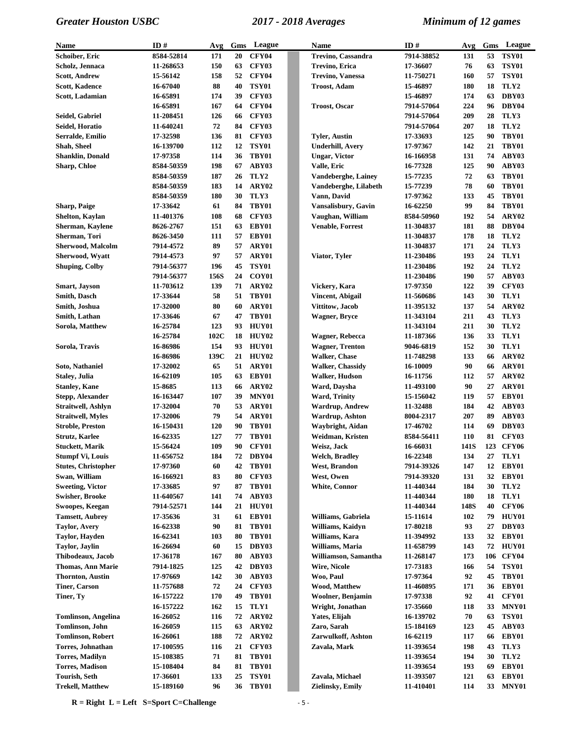| Name | ID # | Avg | Gms | League |
|---|---|---|---|---|
| Schoiber, Eric | 8584-52814 | 171 | 20 | CFY04 |
| Scholz, Jennaca | 11-268653 | 150 | 63 | CFY03 |
| Scott, Andrew | 15-56142 | 158 | 52 | CFY04 |
| Scott, Kadence | 16-67040 | 88 | 40 | TSY01 |
| Scott, Ladamian | 16-65891 | 174 | 39 | CFY03 |
| | 16-65891 | 167 | 64 | CFY04 |
| Seidel, Gabriel | 11-208451 | 126 | 66 | CFY03 |
| Seidel, Horatio | 11-640241 | 72 | 84 | CFY03 |
| Serralde, Emilio | 17-32598 | 136 | 81 | CFY03 |
| Shah, Sheel | 16-139700 | 112 | 12 | TSY01 |
| Shanklin, Donald | 17-97358 | 114 | 36 | TBY01 |
| Sharp, Chloe | 8584-50359 | 198 | 67 | ABY03 |
| | 8584-50359 | 187 | 26 | TLY2 |
| | 8584-50359 | 183 | 14 | ARY02 |
| | 8584-50359 | 180 | 30 | TLY3 |
| Sharp, Paige | 17-33642 | 61 | 84 | TBY01 |
| Shelton, Kaylan | 11-401376 | 108 | 68 | CFY03 |
| Sherman, Kaylene | 8626-2767 | 151 | 63 | EBY01 |
| Sherman, Tori | 8626-3450 | 111 | 57 | EBY01 |
| Sherwood, Malcolm | 7914-4572 | 89 | 57 | ARY01 |
| Sherwood, Wyatt | 7914-4573 | 97 | 57 | ARY01 |
| Shuping, Colby | 7914-56377 | 196 | 45 | TSY01 |
| | 7914-56377 | 156S | 24 | COY01 |
| Smart, Jayson | 11-703612 | 139 | 71 | ARY02 |
| Smith, Dasch | 17-33644 | 58 | 51 | TBY01 |
| Smith, Joshua | 17-32000 | 80 | 60 | ARY01 |
| Smith, Lathan | 17-33646 | 67 | 47 | TBY01 |
| Sorola, Matthew | 16-25784 | 123 | 93 | HUY01 |
| | 16-25784 | 102C | 18 | HUY02 |
| Sorola, Travis | 16-86986 | 154 | 93 | HUY01 |
| | 16-86986 | 139C | 21 | HUY02 |
| Soto, Nathaniel | 17-32002 | 65 | 51 | ARY01 |
| Staley, Julia | 16-62109 | 105 | 63 | EBY01 |
| Stanley, Kane | 15-8685 | 113 | 66 | ARY02 |
| Stepp, Alexander | 16-163447 | 107 | 39 | MNY01 |
| Straitwell, Ashlyn | 17-32004 | 70 | 53 | ARY01 |
| Straitwell, Myles | 17-32006 | 79 | 54 | ARY01 |
| Stroble, Preston | 16-150431 | 120 | 90 | TBY01 |
| Strutz, Karlee | 16-62335 | 127 | 77 | TBY01 |
| Stuckett, Marik | 15-56624 | 109 | 90 | CFY01 |
| Stumpf Vi, Louis | 11-656752 | 184 | 72 | DBY04 |
| Stutes, Christopher | 17-97360 | 60 | 42 | TBY01 |
| Swan, William | 16-166921 | 83 | 80 | CFY03 |
| Sweeting, Victor | 17-33685 | 97 | 87 | TBY01 |
| Swisher, Brooke | 11-640567 | 141 | 74 | ABY03 |
| Swoopes, Keegan | 7914-52571 | 144 | 21 | HUY01 |
| Tamsett, Aubrey | 17-35636 | 31 | 61 | EBY01 |
| Taylor, Avery | 16-62338 | 90 | 81 | TBY01 |
| Taylor, Hayden | 16-62341 | 103 | 80 | TBY01 |
| Taylor, Jaylin | 16-26694 | 60 | 15 | DBY03 |
| Thibodeaux, Jacob | 17-36178 | 167 | 80 | ABY03 |
| Thomas, Ann Marie | 7914-1825 | 125 | 42 | DBY03 |
| Thornton, Austin | 17-97669 | 142 | 30 | ABY03 |
| Tiner, Carson | 11-757688 | 72 | 24 | CFY03 |
| Tiner, Ty | 16-157222 | 170 | 49 | TBY01 |
| | 16-157222 | 162 | 15 | TLY1 |
| Tomlinson, Angelina | 16-26052 | 116 | 72 | ARY02 |
| Tomlinson, John | 16-26059 | 115 | 63 | ARY02 |
| Tomlinson, Robert | 16-26061 | 188 | 72 | ARY02 |
| Torres, Johnathan | 17-100595 | 116 | 21 | CFY03 |
| Torres, Madilyn | 15-108385 | 71 | 81 | TBY01 |
| Torres, Madison | 15-108404 | 84 | 81 | TBY01 |
| Tourish, Seth | 17-36601 | 133 | 25 | TSY01 |
| Trekell, Matthew | 15-189160 | 96 | 36 | TBY01 |
| Trevino, Cassandra | 7914-38852 | 131 | 53 | TSY01 |
| Trevino, Erica | 17-36607 | 76 | 63 | TSY01 |
| Trevino, Vanessa | 11-750271 | 160 | 57 | TSY01 |
| Troost, Adam | 15-46897 | 180 | 18 | TLY2 |
| | 15-46897 | 174 | 63 | DBY03 |
| Troost, Oscar | 7914-57064 | 224 | 96 | DBY04 |
| | 7914-57064 | 209 | 28 | TLY3 |
| | 7914-57064 | 207 | 18 | TLY2 |
| Tyler, Austin | 17-33693 | 125 | 90 | TBY01 |
| Underhill, Avery | 17-97367 | 142 | 21 | TBY01 |
| Ungar, Victor | 16-166958 | 131 | 74 | ABY03 |
| Valle, Eric | 16-77328 | 125 | 90 | ABY03 |
| Vandeberghe, Lainey | 15-77235 | 72 | 63 | TBY01 |
| Vandeberghe, Lilabeth | 15-77239 | 78 | 60 | TBY01 |
| Vann, David | 17-97362 | 133 | 45 | TBY01 |
| Vansalisbury, Gavin | 16-62250 | 99 | 84 | TBY01 |
| Vaughan, William | 8584-50960 | 192 | 54 | ARY02 |
| Venable, Forrest | 11-304837 | 181 | 88 | DBY04 |
| | 11-304837 | 178 | 18 | TLY2 |
| | 11-304837 | 171 | 24 | TLY3 |
| Viator, Tyler | 11-230486 | 193 | 24 | TLY1 |
| | 11-230486 | 192 | 24 | TLY2 |
| | 11-230486 | 190 | 57 | ABY03 |
| Vickery, Kara | 17-97350 | 122 | 39 | CFY03 |
| Vincent, Abigail | 11-560686 | 143 | 30 | TLY1 |
| Vittitow, Jacob | 11-395132 | 137 | 54 | ARY02 |
| Wagner, Bryce | 11-343104 | 211 | 43 | TLY3 |
| | 11-343104 | 211 | 30 | TLY2 |
| Wagner, Rebecca | 11-187366 | 136 | 33 | TLY1 |
| Wagner, Trenton | 9046-6819 | 152 | 30 | TLY1 |
| Walker, Chase | 11-748298 | 133 | 66 | ARY02 |
| Walker, Chassidy | 16-10009 | 90 | 66 | ARY01 |
| Walker, Hudson | 16-11756 | 112 | 57 | ARY02 |
| Ward, Daysha | 11-493100 | 90 | 27 | ARY01 |
| Ward, Trinity | 15-156042 | 119 | 57 | EBY01 |
| Wardrup, Andrew | 11-32488 | 184 | 42 | ABY03 |
| Wardrup, Ashton | 8004-2317 | 207 | 89 | ABY03 |
| Waybright, Aidan | 17-46702 | 114 | 69 | DBY03 |
| Weidman, Kristen | 8584-56411 | 110 | 81 | CFY03 |
| Weisz, Jack | 16-66031 | 141S | 123 | CFY06 |
| Welch, Bradley | 16-22348 | 134 | 27 | TLY1 |
| West, Brandon | 7914-39326 | 147 | 12 | EBY01 |
| West, Owen | 7914-39320 | 131 | 32 | EBY01 |
| White, Connor | 11-440344 | 184 | 30 | TLY2 |
| | 11-440344 | 180 | 18 | TLY1 |
| | 11-440344 | 148S | 40 | CFY06 |
| Williams, Gabriela | 15-11614 | 102 | 79 | HUY01 |
| Williams, Kaidyn | 17-80218 | 93 | 27 | DBY03 |
| Williams, Kara | 11-394992 | 133 | 32 | EBY01 |
| Williams, Maria | 11-658799 | 143 | 72 | HUY01 |
| Williamson, Samantha | 11-268147 | 173 | 106 | CFY04 |
| Wire, Nicole | 17-73183 | 166 | 54 | TSY01 |
| Woo, Paul | 17-97364 | 92 | 45 | TBY01 |
| Wood, Matthew | 11-460895 | 171 | 36 | EBY01 |
| Woolner, Benjamin | 17-97338 | 92 | 41 | CFY01 |
| Wright, Jonathan | 17-35660 | 118 | 33 | MNY01 |
| Yates, Elijah | 16-139702 | 70 | 63 | TSY01 |
| Zaro, Sarah | 15-184169 | 123 | 45 | ABY03 |
| Zarwulkoff, Ashton | 16-62119 | 117 | 66 | EBY01 |
| Zavala, Mark | 11-393654 | 198 | 43 | TLY3 |
| | 11-393654 | 194 | 30 | TLY2 |
| | 11-393654 | 193 | 69 | EBY01 |
| Zavala, Michael | 11-393507 | 121 | 63 | EBY01 |
| Zielinsky, Emily | 11-410401 | 114 | 33 | MNY01 |

R = Right L = Left S=Sport C=Challenge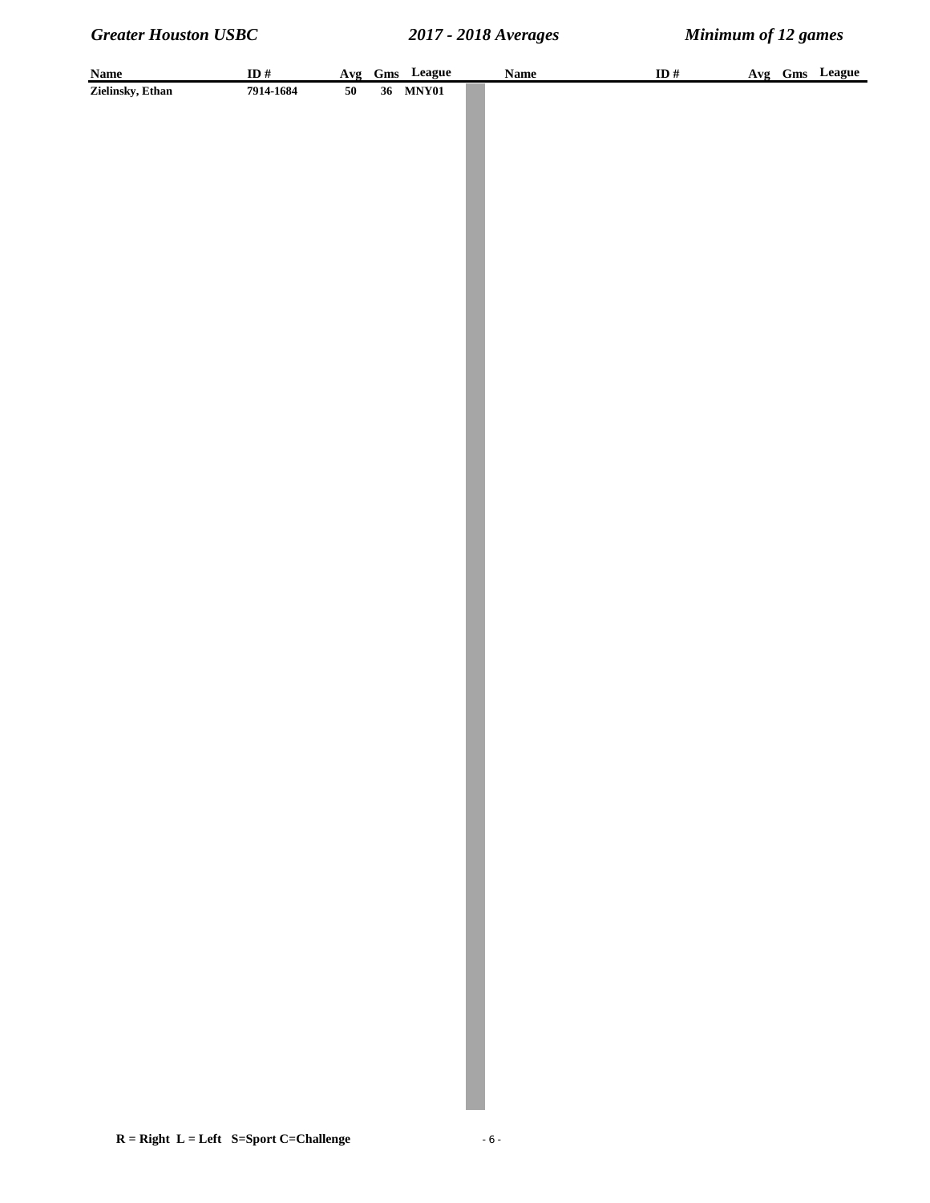| Name | ID # | Avg | Gms | League | Name | ID # | Avg | Gms | League |
|---|---|---|---|---|---|---|---|---|---|
| Zielinsky, Ethan | 7914-1684 | 50 | 36 | MNY01 | | | | | |

**R = Right L = Left S=Sport C=Challenge**